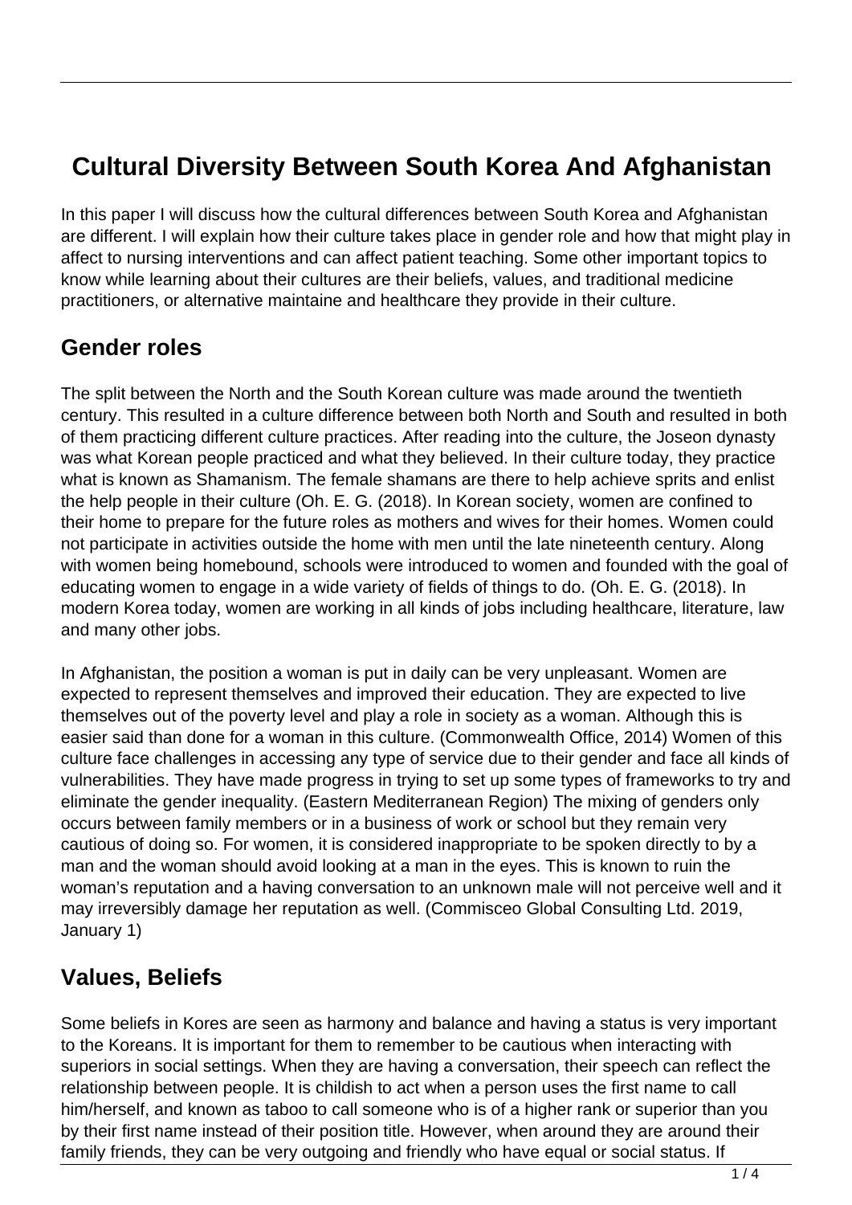# Cultural Diversity Between South Korea And Afghanistan

In this paper I will discuss how the cultural differences between South Korea and Afghanistan are different. I will explain how their culture takes place in gender role and how that might play in affect to nursing interventions and can affect patient teaching. Some other important topics to know while learning about their cultures are their beliefs, values, and traditional medicine practitioners, or alternative maintaine and healthcare they provide in their culture.

## Gender roles

The split between the North and the South Korean culture was made around the twentieth century. This resulted in a culture difference between both North and South and resulted in both of them practicing different culture practices. After reading into the culture, the Joseon dynasty was what Korean people practiced and what they believed. In their culture today, they practice what is known as Shamanism. The female shamans are there to help achieve sprits and enlist the help people in their culture (Oh. E. G. (2018). In Korean society, women are confined to their home to prepare for the future roles as mothers and wives for their homes. Women could not participate in activities outside the home with men until the late nineteenth century. Along with women being homebound, schools were introduced to women and founded with the goal of educating women to engage in a wide variety of fields of things to do. (Oh. E. G. (2018). In modern Korea today, women are working in all kinds of jobs including healthcare, literature, law and many other jobs.

In Afghanistan, the position a woman is put in daily can be very unpleasant. Women are expected to represent themselves and improved their education. They are expected to live themselves out of the poverty level and play a role in society as a woman. Although this is easier said than done for a woman in this culture. (Commonwealth Office, 2014) Women of this culture face challenges in accessing any type of service due to their gender and face all kinds of vulnerabilities. They have made progress in trying to set up some types of frameworks to try and eliminate the gender inequality. (Eastern Mediterranean Region) The mixing of genders only occurs between family members or in a business of work or school but they remain very cautious of doing so. For women, it is considered inappropriate to be spoken directly to by a man and the woman should avoid looking at a man in the eyes. This is known to ruin the woman's reputation and a having conversation to an unknown male will not perceive well and it may irreversibly damage her reputation as well. (Commisceo Global Consulting Ltd. 2019, January 1)

## Values, Beliefs

Some beliefs in Kores are seen as harmony and balance and having a status is very important to the Koreans. It is important for them to remember to be cautious when interacting with superiors in social settings. When they are having a conversation, their speech can reflect the relationship between people. It is childish to act when a person uses the first name to call him/herself, and known as taboo to call someone who is of a higher rank or superior than you by their first name instead of their position title. However, when around they are around their family friends, they can be very outgoing and friendly who have equal or social status. If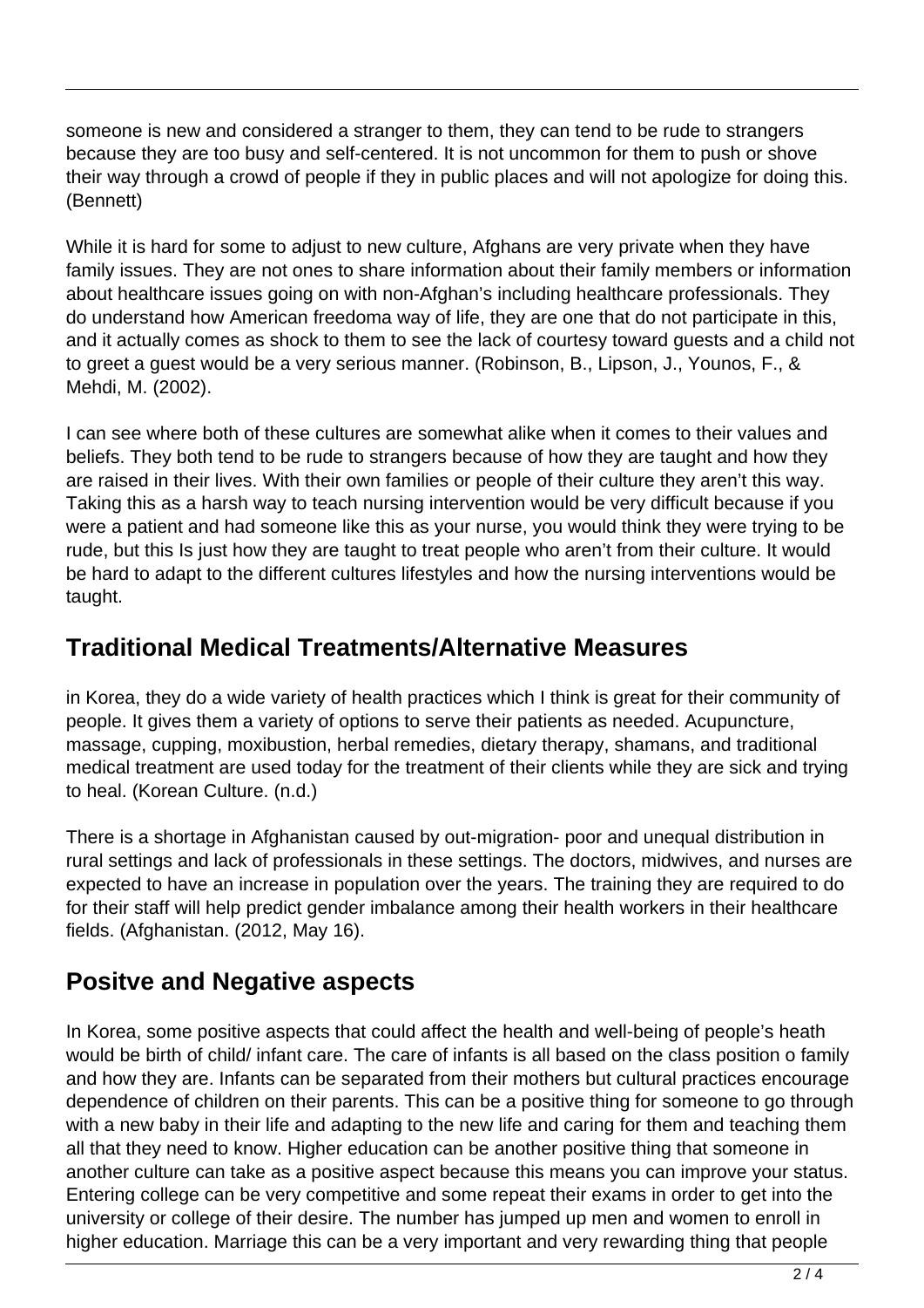someone is new and considered a stranger to them, they can tend to be rude to strangers because they are too busy and self-centered. It is not uncommon for them to push or shove their way through a crowd of people if they in public places and will not apologize for doing this. (Bennett)

While it is hard for some to adjust to new culture, Afghans are very private when they have family issues. They are not ones to share information about their family members or information about healthcare issues going on with non-Afghan's including healthcare professionals. They do understand how American freedoma way of life, they are one that do not participate in this, and it actually comes as shock to them to see the lack of courtesy toward guests and a child not to greet a guest would be a very serious manner. (Robinson, B., Lipson, J., Younos, F., & Mehdi, M. (2002).

I can see where both of these cultures are somewhat alike when it comes to their values and beliefs. They both tend to be rude to strangers because of how they are taught and how they are raised in their lives. With their own families or people of their culture they aren't this way. Taking this as a harsh way to teach nursing intervention would be very difficult because if you were a patient and had someone like this as your nurse, you would think they were trying to be rude, but this Is just how they are taught to treat people who aren't from their culture. It would be hard to adapt to the different cultures lifestyles and how the nursing interventions would be taught.

## Traditional Medical Treatments/Alternative Measures

in Korea, they do a wide variety of health practices which I think is great for their community of people. It gives them a variety of options to serve their patients as needed. Acupuncture, massage, cupping, moxibustion, herbal remedies, dietary therapy, shamans, and traditional medical treatment are used today for the treatment of their clients while they are sick and trying to heal. (Korean Culture. (n.d.)

There is a shortage in Afghanistan caused by out-migration- poor and unequal distribution in rural settings and lack of professionals in these settings. The doctors, midwives, and nurses are expected to have an increase in population over the years. The training they are required to do for their staff will help predict gender imbalance among their health workers in their healthcare fields. (Afghanistan. (2012, May 16).

## Positve and Negative aspects

In Korea, some positive aspects that could affect the health and well-being of people's heath would be birth of child/ infant care. The care of infants is all based on the class position o family and how they are. Infants can be separated from their mothers but cultural practices encourage dependence of children on their parents. This can be a positive thing for someone to go through with a new baby in their life and adapting to the new life and caring for them and teaching them all that they need to know. Higher education can be another positive thing that someone in another culture can take as a positive aspect because this means you can improve your status. Entering college can be very competitive and some repeat their exams in order to get into the university or college of their desire. The number has jumped up men and women to enroll in higher education. Marriage this can be a very important and very rewarding thing that people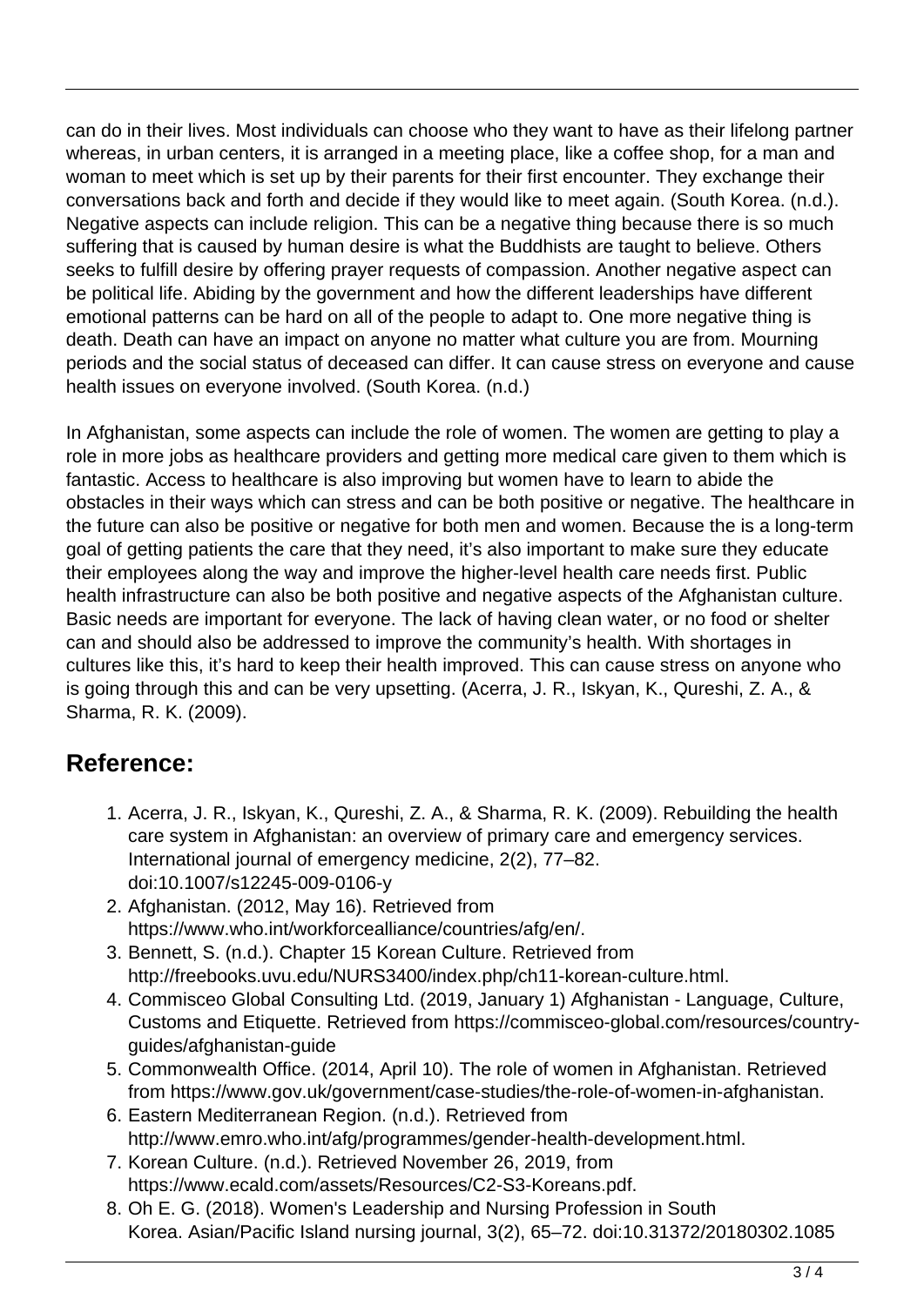can do in their lives. Most individuals can choose who they want to have as their lifelong partner whereas, in urban centers, it is arranged in a meeting place, like a coffee shop, for a man and woman to meet which is set up by their parents for their first encounter. They exchange their conversations back and forth and decide if they would like to meet again. (South Korea. (n.d.). Negative aspects can include religion. This can be a negative thing because there is so much suffering that is caused by human desire is what the Buddhists are taught to believe. Others seeks to fulfill desire by offering prayer requests of compassion. Another negative aspect can be political life. Abiding by the government and how the different leaderships have different emotional patterns can be hard on all of the people to adapt to. One more negative thing is death. Death can have an impact on anyone no matter what culture you are from. Mourning periods and the social status of deceased can differ. It can cause stress on everyone and cause health issues on everyone involved. (South Korea. (n.d.)

In Afghanistan, some aspects can include the role of women. The women are getting to play a role in more jobs as healthcare providers and getting more medical care given to them which is fantastic. Access to healthcare is also improving but women have to learn to abide the obstacles in their ways which can stress and can be both positive or negative. The healthcare in the future can also be positive or negative for both men and women. Because the is a long-term goal of getting patients the care that they need, it's also important to make sure they educate their employees along the way and improve the higher-level health care needs first. Public health infrastructure can also be both positive and negative aspects of the Afghanistan culture. Basic needs are important for everyone. The lack of having clean water, or no food or shelter can and should also be addressed to improve the community's health. With shortages in cultures like this, it's hard to keep their health improved. This can cause stress on anyone who is going through this and can be very upsetting. (Acerra, J. R., Iskyan, K., Qureshi, Z. A., & Sharma, R. K. (2009).

## Reference:

1. Acerra, J. R., Iskyan, K., Qureshi, Z. A., & Sharma, R. K. (2009). Rebuilding the health care system in Afghanistan: an overview of primary care and emergency services. International journal of emergency medicine, 2(2), 77–82. doi:10.1007/s12245-009-0106-y
2. Afghanistan. (2012, May 16). Retrieved from https://www.who.int/workforcealliance/countries/afg/en/.
3. Bennett, S. (n.d.). Chapter 15 Korean Culture. Retrieved from http://freebooks.uvu.edu/NURS3400/index.php/ch11-korean-culture.html.
4. Commisceo Global Consulting Ltd. (2019, January 1) Afghanistan - Language, Culture, Customs and Etiquette. Retrieved from https://commisceo-global.com/resources/country-guides/afghanistan-guide
5. Commonwealth Office. (2014, April 10). The role of women in Afghanistan. Retrieved from https://www.gov.uk/government/case-studies/the-role-of-women-in-afghanistan.
6. Eastern Mediterranean Region. (n.d.). Retrieved from http://www.emro.who.int/afg/programmes/gender-health-development.html.
7. Korean Culture. (n.d.). Retrieved November 26, 2019, from https://www.ecald.com/assets/Resources/C2-S3-Koreans.pdf.
8. Oh E. G. (2018). Women's Leadership and Nursing Profession in South Korea. Asian/Pacific Island nursing journal, 3(2), 65–72. doi:10.31372/20180302.1085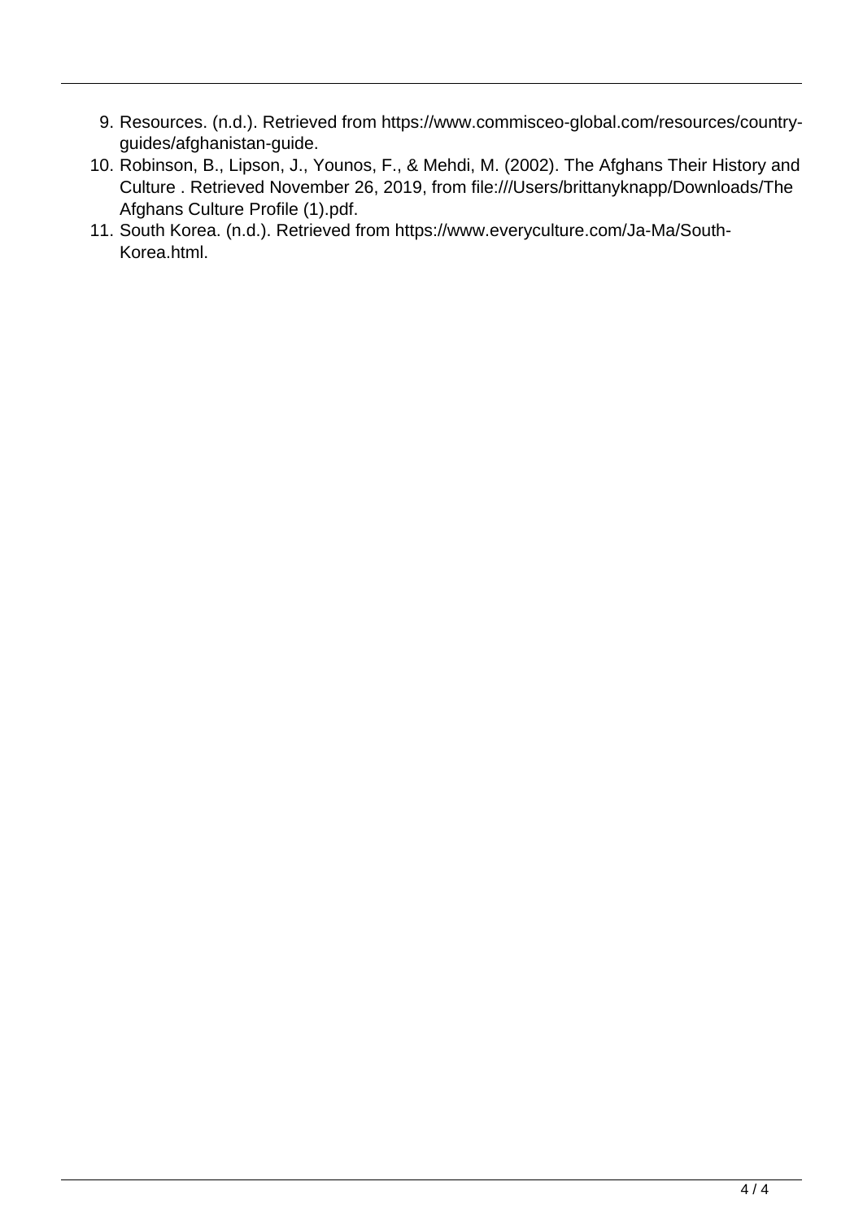9. Resources. (n.d.). Retrieved from https://www.commisceo-global.com/resources/country-guides/afghanistan-guide.
10. Robinson, B., Lipson, J., Younos, F., & Mehdi, M. (2002). The Afghans Their History and Culture . Retrieved November 26, 2019, from file:///Users/brittanyknapp/Downloads/The Afghans Culture Profile (1).pdf.
11. South Korea. (n.d.). Retrieved from https://www.everyculture.com/Ja-Ma/South-Korea.html.